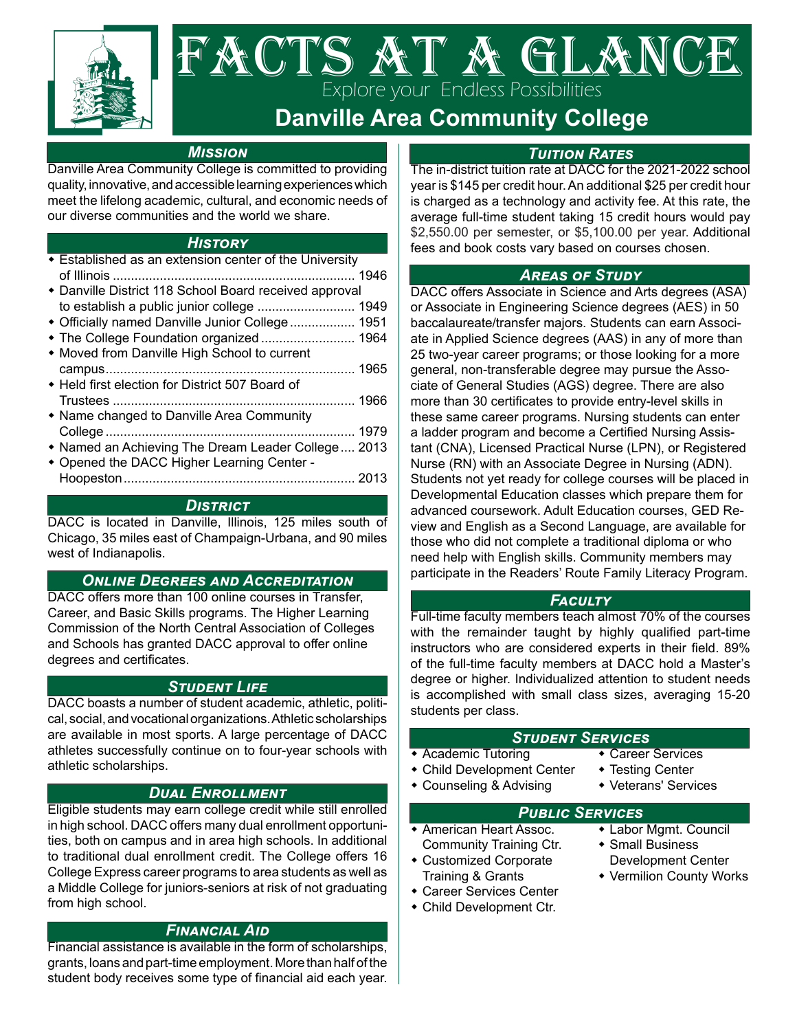# FACTS AT A GLANCE

Explore your Endless Possibilities

## Danville Area Community College

### Mission

Danville Area Community College is committed to providing quality, innovative, and accessible learning experiences which meet the lifelong academic, cultural, and economic needs of our diverse communities and the world we share.

### History

- Established as an extension center of the University of Illinois .......... 1946
- Danville District 118 School Board received approval to establish a public junior college .......... 1949
- Officially named Danville Junior College .......... 1951
- The College Foundation organized .......... 1964
- Moved from Danville High School to current campus .......... 1965
- Held first election for District 507 Board of Trustees .......... 1966
- Name changed to Danville Area Community College .......... 1979
- Named an Achieving The Dream Leader College .... 2013
- Opened the DACC Higher Learning Center - Hoopeston .......... 2013

### District

DACC is located in Danville, Illinois, 125 miles south of Chicago, 35 miles east of Champaign-Urbana, and 90 miles west of Indianapolis.

### Online Degrees and Accreditation

DACC offers more than 100 online courses in Transfer, Career, and Basic Skills programs. The Higher Learning Commission of the North Central Association of Colleges and Schools has granted DACC approval to offer online degrees and certificates.

### Student Life

DACC boasts a number of student academic, athletic, political, social, and vocational organizations. Athletic scholarships are available in most sports. A large percentage of DACC athletes successfully continue on to four-year schools with athletic scholarships.

### Dual Enrollment

Eligible students may earn college credit while still enrolled in high school. DACC offers many dual enrollment opportunities, both on campus and in area high schools. In additional to traditional dual enrollment credit. The College offers 16 College Express career programs to area students as well as a Middle College for juniors-seniors at risk of not graduating from high school.

### Financial Aid

Financial assistance is available in the form of scholarships, grants, loans and part-time employment. More than half of the student body receives some type of financial aid each year.

### Tuition Rates

The in-district tuition rate at DACC for the 2021-2022 school year is $145 per credit hour. An additional $25 per credit hour is charged as a technology and activity fee. At this rate, the average full-time student taking 15 credit hours would pay $2,550.00 per semester, or $5,100.00 per year. Additional fees and book costs vary based on courses chosen.

### Areas of Study

DACC offers Associate in Science and Arts degrees (ASA) or Associate in Engineering Science degrees (AES) in 50 baccalaureate/transfer majors. Students can earn Associate in Applied Science degrees (AAS) in any of more than 25 two-year career programs; or those looking for a more general, non-transferable degree may pursue the Associate of General Studies (AGS) degree. There are also more than 30 certificates to provide entry-level skills in these same career programs. Nursing students can enter a ladder program and become a Certified Nursing Assistant (CNA), Licensed Practical Nurse (LPN), or Registered Nurse (RN) with an Associate Degree in Nursing (ADN). Students not yet ready for college courses will be placed in Developmental Education classes which prepare them for advanced coursework. Adult Education courses, GED Review and English as a Second Language, are available for those who did not complete a traditional diploma or who need help with English skills. Community members may participate in the Readers' Route Family Literacy Program.

### Faculty

Full-time faculty members teach almost 70% of the courses with the remainder taught by highly qualified part-time instructors who are considered experts in their field. 89% of the full-time faculty members at DACC hold a Master's degree or higher. Individualized attention to student needs is accomplished with small class sizes, averaging 15-20 students per class.

### Student Services

- Academic Tutoring
- Child Development Center
- Counseling & Advising
- Career Services
- Testing Center
- Veterans' Services

### Public Services

- American Heart Assoc. Community Training Ctr.
- Customized Corporate Training & Grants
- Career Services Center
- Child Development Ctr.
- Labor Mgmt. Council
- Small Business Development Center
- Vermilion County Works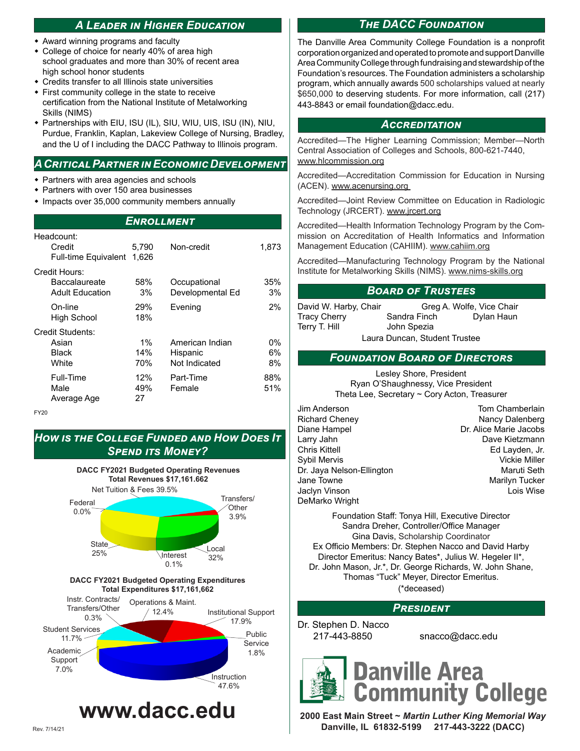## A Leader in Higher Education

- Award winning programs and faculty
- College of choice for nearly 40% of area high school graduates and more than 30% of recent area high school honor students
- Credits transfer to all Illinois state universities
- First community college in the state to receive certification from the National Institute of Metalworking Skills (NIMS)
- Partnerships with EIU, ISU (IL), SIU, WIU, UIS, ISU (IN), NIU, Purdue, Franklin, Kaplan, Lakeview College of Nursing, Bradley, and the U of I including the DACC Pathway to Illinois program.

## A Critical Partner in Economic Development

- Partners with area agencies and schools
- Partners with over 150 area businesses
- Impacts over 35,000 community members annually

## Enrollment

| | | | |
|---|---|---|---|
| **Headcount:** | | | |
| Credit | 5,790 | Non-credit | 1,873 |
| Full-time Equivalent | 1,626 | | |
| **Credit Hours:** | | | |
| Baccalaureate | 58% | Occupational | 35% |
| Adult Education | 3% | Developmental Ed | 3% |
| On-line | 29% | Evening | 2% |
| High School | 18% | | |
| **Credit Students:** | | | |
| Asian | 1% | American Indian | 0% |
| Black | 14% | Hispanic | 6% |
| White | 70% | Not Indicated | 8% |
| Full-Time | 12% | Part-Time | 88% |
| Male | 49% | Female | 51% |
| Average Age | 27 | | |

FY20

## How is the College Funded and How Does It Spend Its Money?

DACC FY2021 Budgeted Operating Revenues
Total Revenues $17,161.662

Net Tuition & Fees 39.5%
Transfers/ Other 3.9%
Federal 0.0%
State 25%
Interest 0.1%
Local 32%

DACC FY2021 Budgeted Operating Expenditures
Total Expenditures $17,161,662

Instr. Contracts/ Transfers/Other 0.3%
Operations & Maint. 12.4%
Institutional Support 17.9%
Student Services 11.7%
Public Service 1.8%
Academic Support 7.0%
Instruction 47.6%

**www.dacc.edu**

## The DACC Foundation

The Danville Area Community College Foundation is a nonprofit corporation organized and operated to promote and support Danville Area Community College through fundraising and stewardship of the Foundation's resources. The Foundation administers a scholarship program, which annually awards 500 scholarships valued at nearly $650,000 to deserving students. For more information, call (217) 443-8843 or email foundation@dacc.edu.

## Accreditation

Accredited—The Higher Learning Commission; Member—North Central Association of Colleges and Schools, 800-621-7440, www.hlcommission.org

Accredited—Accreditation Commission for Education in Nursing (ACEN). www.acenursing.org

Accredited—Joint Review Committee on Education in Radiologic Technology (JRCERT). www.jrcert.org

Accredited—Health Information Technology Program by the Commission on Accreditation of Health Informatics and Information Management Education (CAHIIM). www.cahiim.org

Accredited—Manufacturing Technology Program by the National Institute for Metalworking Skills (NIMS). www.nims-skills.org

## Board of Trustees

David W. Harby, Chair
Greg A. Wolfe, Vice Chair
Tracy Cherry
Sandra Finch
Dylan Haun
Terry T. Hill
John Spezia
Laura Duncan, Student Trustee

## Foundation Board of Directors

Lesley Shore, President
Ryan O'Shaughnessy, Vice President
Theta Lee, Secretary ~ Cory Acton, Treasurer

Jim Anderson
Tom Chamberlain
Richard Cheney
Nancy Dalenberg
Diane Hampel
Dr. Alice Marie Jacobs
Larry Jahn
Dave Kietzmann
Chris Kittell
Ed Layden, Jr.
Sybil Mervis
Vickie Miller
Dr. Jaya Nelson-Ellington
Maruti Seth
Jane Towne
Marilyn Tucker
Jaclyn Vinson
Lois Wise
DeMarko Wright

Foundation Staff: Tonya Hill, Executive Director
Sandra Dreher, Controller/Office Manager
Gina Davis, Scholarship Coordinator
Ex Officio Members: Dr. Stephen Nacco and David Harby
Director Emeritus: Nancy Bates*, Julius W. Hegeler II*, Dr. John Mason, Jr.*, Dr. George Richards, W. John Shane, Thomas "Tuck" Meyer, Director Emeritus.
(*deceased)

## President

Dr. Stephen D. Nacco
217-443-8850 snacco@dacc.edu

**Danville Area Community College**

**2000 East Main Street ~ *Martin Luther King Memorial Way***
**Danville, IL 61832-5199 217-443-3222 (DACC)**

Rev. 7/14/21